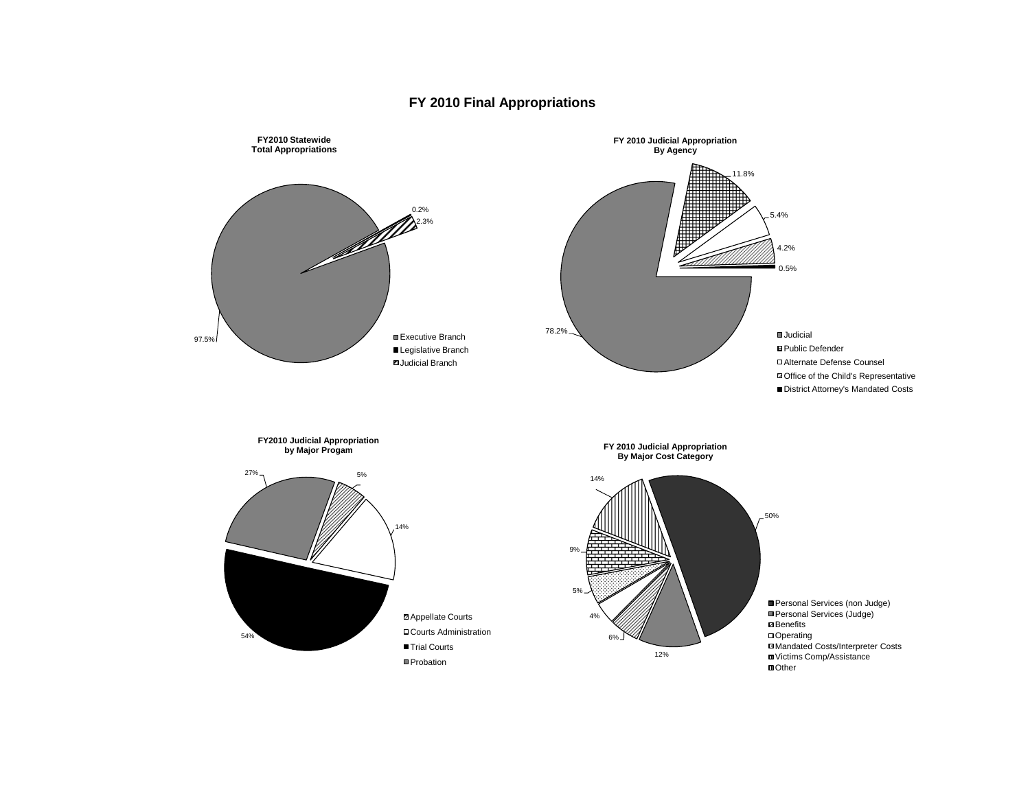# FY 2010 Final Appropriations

### FY2010 Statewide Total Appropriations

- Executive Branch: 97.5%
- Legislative Branch: 0.2%
- Judicial Branch: 2.3%

### FY 2010 Judicial Appropriation By Agency

- Judicial: 78.2%
- Public Defender: 11.8%
- Alternate Defense Counsel: 5.4%
- Office of the Child's Representative: 4.2%
- District Attorney's Mandated Costs: 0.5%

### FY2010 Judicial Appropriation by Major Progam

- Appellate Courts: 5%
- Courts Administration: 14%
- Trial Courts: 54%
- Probation: 27%

### FY 2010 Judicial Appropriation By Major Cost Category

- Personal Services (non Judge): 50%
- Personal Services (Judge): 12%
- Benefits: 6%
- Operating: 4%
- Mandated Costs/Interpreter Costs: 5%
- Victims Comp/Assistance: 9%
- Other: 14%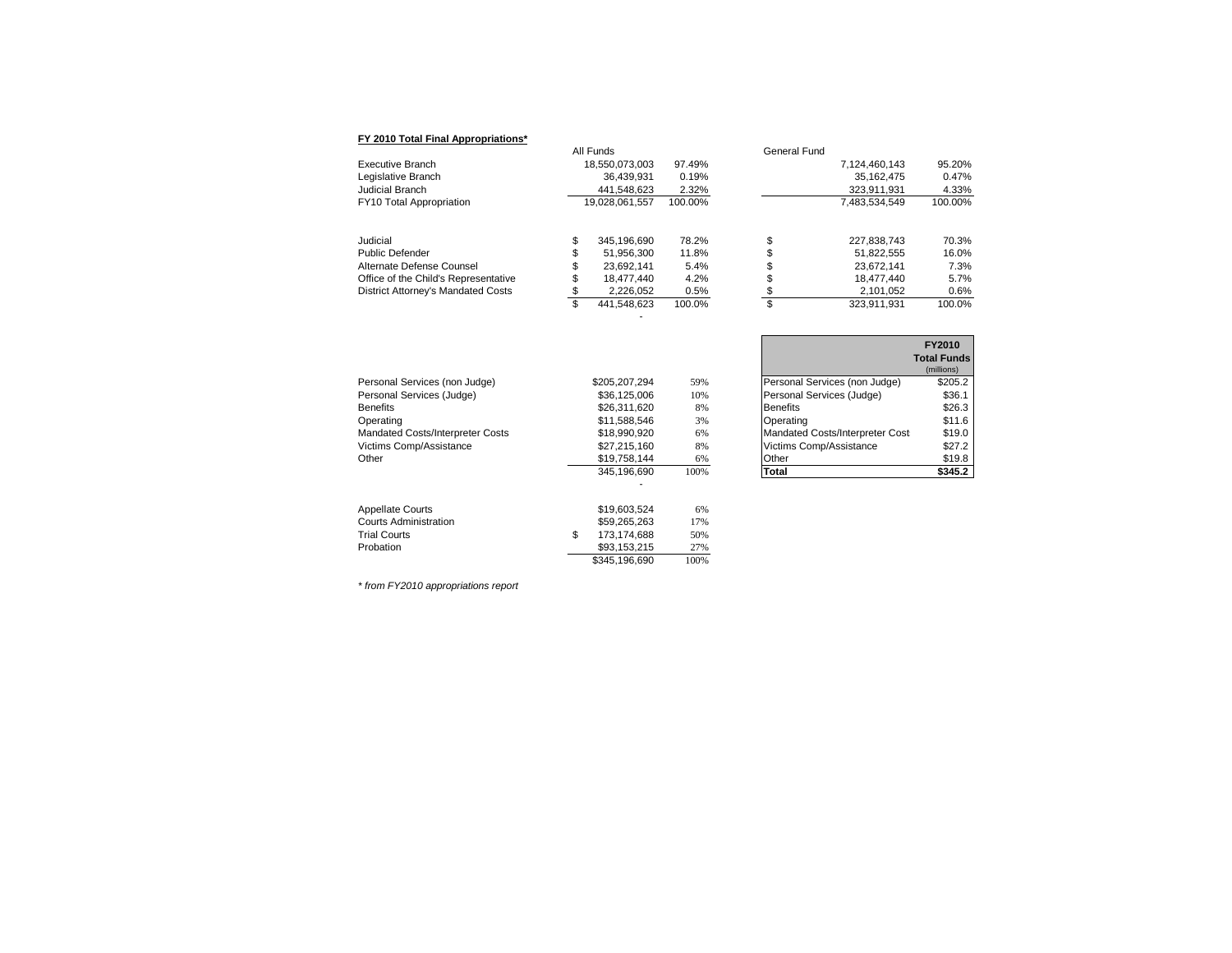**FY 2010 Total Final Appropriations***

| | All Funds | | | General Fund | |
|---|---|---|---|---|---|
| Executive Branch | 18,550,073,003 | 97.49% | | 7,124,460,143 | 95.20% |
| Legislative Branch | 36,439,931 | 0.19% | | 35,162,475 | 0.47% |
| Judicial Branch | 441,548,623 | 2.32% | | 323,911,931 | 4.33% |
| FY10 Total Appropriation | 19,028,061,557 | 100.00% | | 7,483,534,549 | 100.00% |

| | | | | | |
|---|---|---|---|---|---|
| Judicial | $ 345,196,690 | 78.2% | | $ 227,838,743 | 70.3% |
| Public Defender | $ 51,956,300 | 11.8% | | $ 51,822,555 | 16.0% |
| Alternate Defense Counsel | $ 23,692,141 | 5.4% | | $ 23,672,141 | 7.3% |
| Office of the Child's Representative | $ 18,477,440 | 4.2% | | $ 18,477,440 | 5.7% |
| District Attorney's Mandated Costs | $ 2,226,052 | 0.5% | | $ 2,101,052 | 0.6% |
| | $ 441,548,623 | 100.0% | | $ 323,911,931 | 100.0% |
| | - | | | | |

| | | |
|---|---|---|
| Personal Services (non Judge) | $205,207,294 | 59% |
| Personal Services (Judge) | $36,125,006 | 10% |
| Benefits | $26,311,620 | 8% |
| Operating | $11,588,546 | 3% |
| Mandated Costs/Interpreter Costs | $18,990,920 | 6% |
| Victims Comp/Assistance | $27,215,160 | 8% |
| Other | $19,758,144 | 6% |
| | 345,196,690 | 100% |
| | - | |

| | FY2010 Total Funds (millions) |
|---|---|
| Personal Services (non Judge) | $205.2 |
| Personal Services (Judge) | $36.1 |
| Benefits | $26.3 |
| Operating | $11.6 |
| Mandated Costs/Interpreter Cost | $19.0 |
| Victims Comp/Assistance | $27.2 |
| Other | $19.8 |
| **Total** | **$345.2** |

| | | |
|---|---|---|
| Appellate Courts | $19,603,524 | 6% |
| Courts Administration | $59,265,263 | 17% |
| Trial Courts | $ 173,174,688 | 50% |
| Probation | $93,153,215 | 27% |
| | $345,196,690 | 100% |

*\* from FY2010 appropriations report*